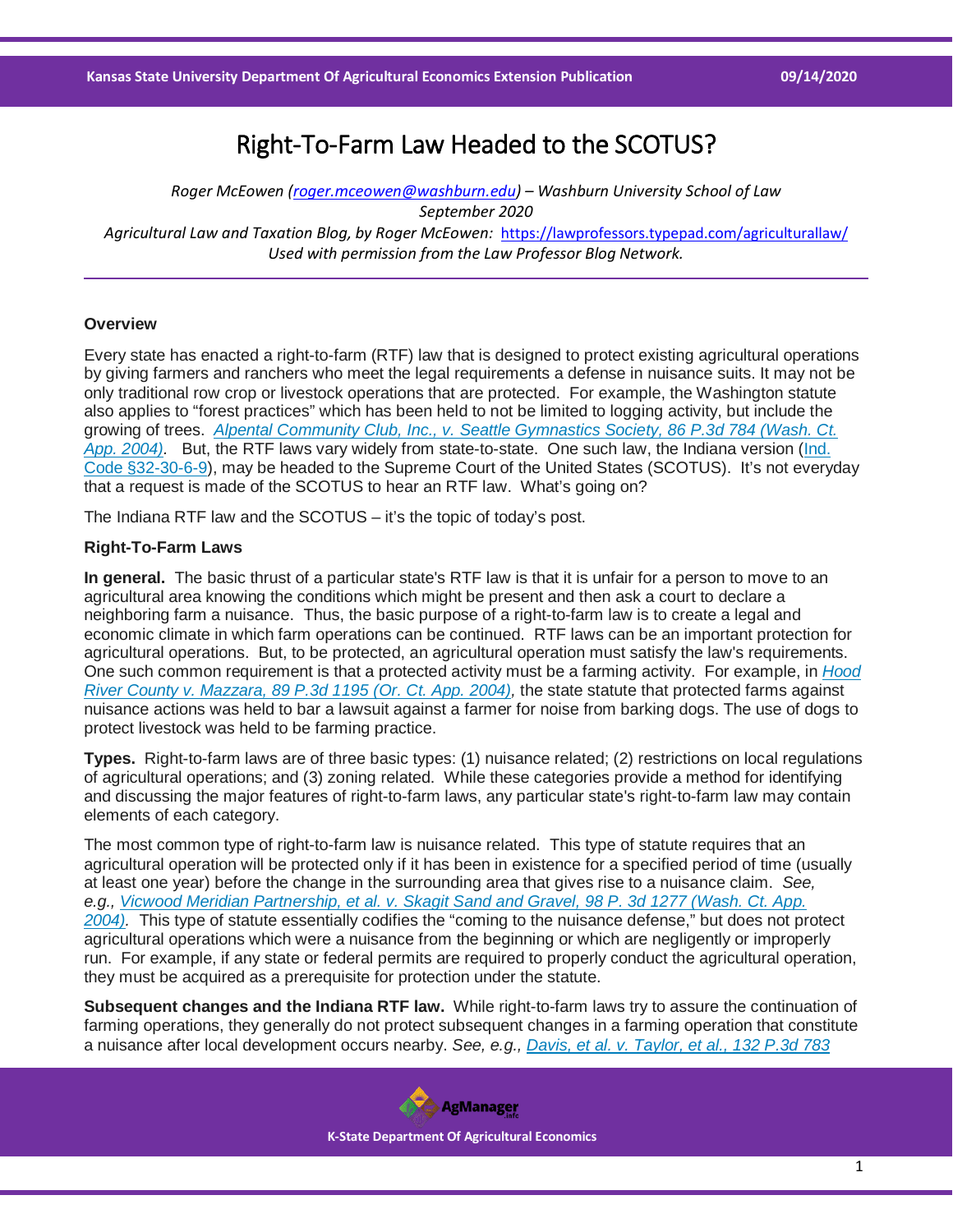# Right-To-Farm Law Headed to the SCOTUS?

*Roger McEowen (roger.mceowen@washburn.edu) – Washburn University School of Law*
*September 2020*
*Agricultural Law and Taxation Blog, by Roger McEowen:* https://lawprofessors.typepad.com/agriculturallaw/
*Used with permission from the Law Professor Blog Network.*

---

### Overview

Every state has enacted a right-to-farm (RTF) law that is designed to protect existing agricultural operations by giving farmers and ranchers who meet the legal requirements a defense in nuisance suits. It may not be only traditional row crop or livestock operations that are protected. For example, the Washington statute also applies to "forest practices" which has been held to not be limited to logging activity, but include the growing of trees. *Alpental Community Club, Inc., v. Seattle Gymnastics Society, 86 P.3d 784 (Wash. Ct. App. 2004).* But, the RTF laws vary widely from state-to-state. One such law, the Indiana version (Ind. Code §32-30-6-9), may be headed to the Supreme Court of the United States (SCOTUS). It's not everyday that a request is made of the SCOTUS to hear an RTF law. What's going on?

The Indiana RTF law and the SCOTUS – it's the topic of today's post.

### Right-To-Farm Laws

**In general.** The basic thrust of a particular state's RTF law is that it is unfair for a person to move to an agricultural area knowing the conditions which might be present and then ask a court to declare a neighboring farm a nuisance. Thus, the basic purpose of a right-to-farm law is to create a legal and economic climate in which farm operations can be continued. RTF laws can be an important protection for agricultural operations. But, to be protected, an agricultural operation must satisfy the law's requirements. One such common requirement is that a protected activity must be a farming activity. For example, in *Hood River County v. Mazzara, 89 P.3d 1195 (Or. Ct. App. 2004),* the state statute that protected farms against nuisance actions was held to bar a lawsuit against a farmer for noise from barking dogs. The use of dogs to protect livestock was held to be farming practice.

**Types.** Right-to-farm laws are of three basic types: (1) nuisance related; (2) restrictions on local regulations of agricultural operations; and (3) zoning related. While these categories provide a method for identifying and discussing the major features of right-to-farm laws, any particular state's right-to-farm law may contain elements of each category.

The most common type of right-to-farm law is nuisance related. This type of statute requires that an agricultural operation will be protected only if it has been in existence for a specified period of time (usually at least one year) before the change in the surrounding area that gives rise to a nuisance claim. *See, e.g., Vicwood Meridian Partnership, et al. v. Skagit Sand and Gravel, 98 P. 3d 1277 (Wash. Ct. App. 2004).* This type of statute essentially codifies the "coming to the nuisance defense," but does not protect agricultural operations which were a nuisance from the beginning or which are negligently or improperly run. For example, if any state or federal permits are required to properly conduct the agricultural operation, they must be acquired as a prerequisite for protection under the statute.

**Subsequent changes and the Indiana RTF law.** While right-to-farm laws try to assure the continuation of farming operations, they generally do not protect subsequent changes in a farming operation that constitute a nuisance after local development occurs nearby. *See, e.g., Davis, et al. v. Taylor, et al., 132 P.3d 783*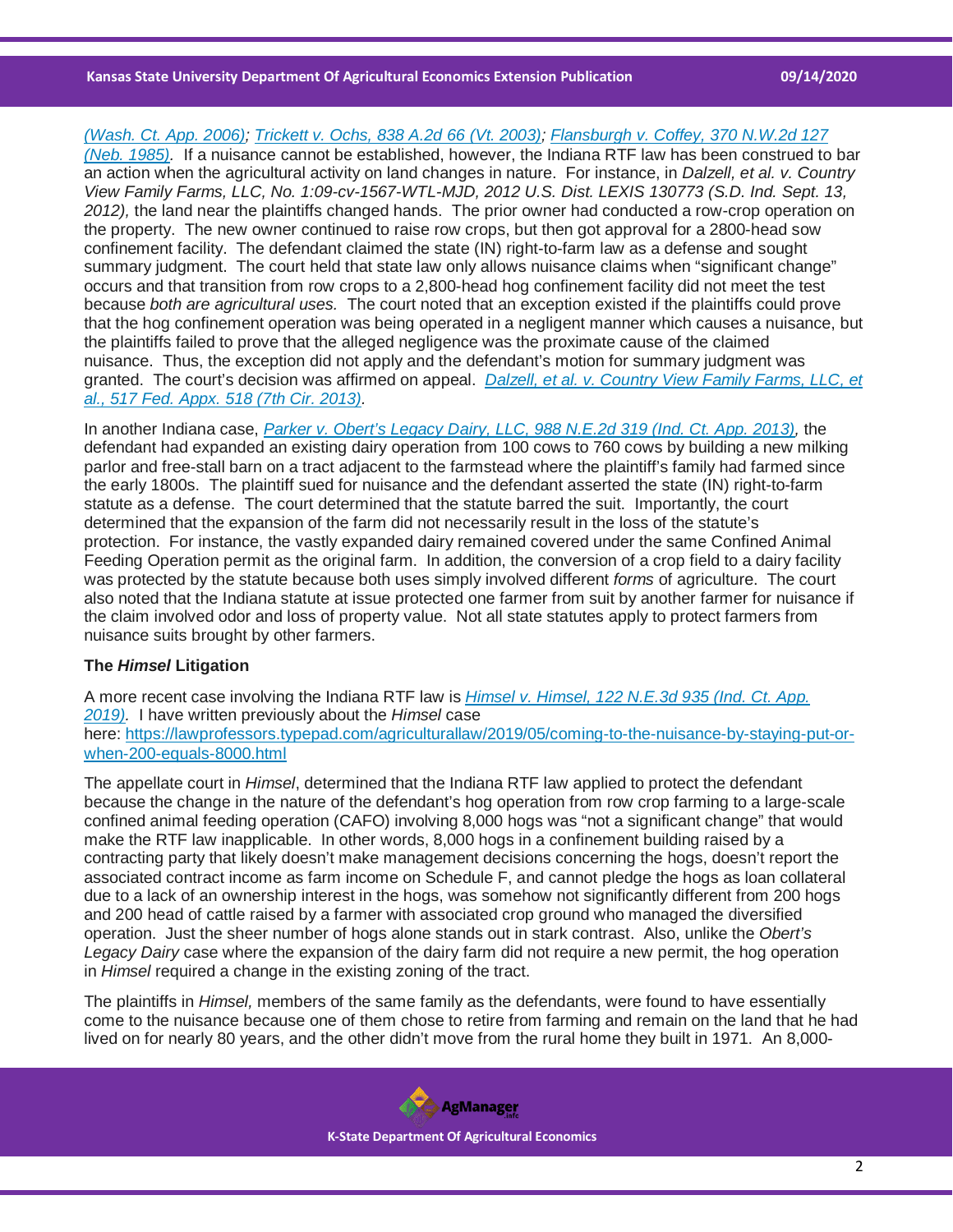(Wash. Ct. App. 2006); Trickett v. Ochs, 838 A.2d 66 (Vt. 2003); Flansburgh v. Coffey, 370 N.W.2d 127 (Neb. 1985). If a nuisance cannot be established, however, the Indiana RTF law has been construed to bar an action when the agricultural activity on land changes in nature. For instance, in *Dalzell, et al. v. Country View Family Farms, LLC, No. 1:09-cv-1567-WTL-MJD, 2012 U.S. Dist. LEXIS 130773 (S.D. Ind. Sept. 13, 2012),* the land near the plaintiffs changed hands. The prior owner had conducted a row-crop operation on the property. The new owner continued to raise row crops, but then got approval for a 2800-head sow confinement facility. The defendant claimed the state (IN) right-to-farm law as a defense and sought summary judgment. The court held that state law only allows nuisance claims when "significant change" occurs and that transition from row crops to a 2,800-head hog confinement facility did not meet the test because *both are agricultural uses.* The court noted that an exception existed if the plaintiffs could prove that the hog confinement operation was being operated in a negligent manner which causes a nuisance, but the plaintiffs failed to prove that the alleged negligence was the proximate cause of the claimed nuisance. Thus, the exception did not apply and the defendant's motion for summary judgment was granted. The court's decision was affirmed on appeal. *Dalzell, et al. v. Country View Family Farms, LLC, et al., 517 Fed. Appx. 518 (7th Cir. 2013).*

In another Indiana case, *Parker v. Obert's Legacy Dairy, LLC, 988 N.E.2d 319 (Ind. Ct. App. 2013),* the defendant had expanded an existing dairy operation from 100 cows to 760 cows by building a new milking parlor and free-stall barn on a tract adjacent to the farmstead where the plaintiff's family had farmed since the early 1800s. The plaintiff sued for nuisance and the defendant asserted the state (IN) right-to-farm statute as a defense. The court determined that the statute barred the suit. Importantly, the court determined that the expansion of the farm did not necessarily result in the loss of the statute's protection. For instance, the vastly expanded dairy remained covered under the same Confined Animal Feeding Operation permit as the original farm. In addition, the conversion of a crop field to a dairy facility was protected by the statute because both uses simply involved different *forms* of agriculture. The court also noted that the Indiana statute at issue protected one farmer from suit by another farmer for nuisance if the claim involved odor and loss of property value. Not all state statutes apply to protect farmers from nuisance suits brought by other farmers.

**The *Himsel* Litigation**

A more recent case involving the Indiana RTF law is *Himsel v. Himsel, 122 N.E.3d 935 (Ind. Ct. App. 2019).* I have written previously about the *Himsel* case here: https://lawprofessors.typepad.com/agriculturallaw/2019/05/coming-to-the-nuisance-by-staying-put-or-when-200-equals-8000.html

The appellate court in *Himsel*, determined that the Indiana RTF law applied to protect the defendant because the change in the nature of the defendant's hog operation from row crop farming to a large-scale confined animal feeding operation (CAFO) involving 8,000 hogs was "not a significant change" that would make the RTF law inapplicable. In other words, 8,000 hogs in a confinement building raised by a contracting party that likely doesn't make management decisions concerning the hogs, doesn't report the associated contract income as farm income on Schedule F, and cannot pledge the hogs as loan collateral due to a lack of an ownership interest in the hogs, was somehow not significantly different from 200 hogs and 200 head of cattle raised by a farmer with associated crop ground who managed the diversified operation. Just the sheer number of hogs alone stands out in stark contrast. Also, unlike the *Obert's Legacy Dairy* case where the expansion of the dairy farm did not require a new permit, the hog operation in *Himsel* required a change in the existing zoning of the tract.

The plaintiffs in *Himsel,* members of the same family as the defendants, were found to have essentially come to the nuisance because one of them chose to retire from farming and remain on the land that he had lived on for nearly 80 years, and the other didn't move from the rural home they built in 1971. An 8,000-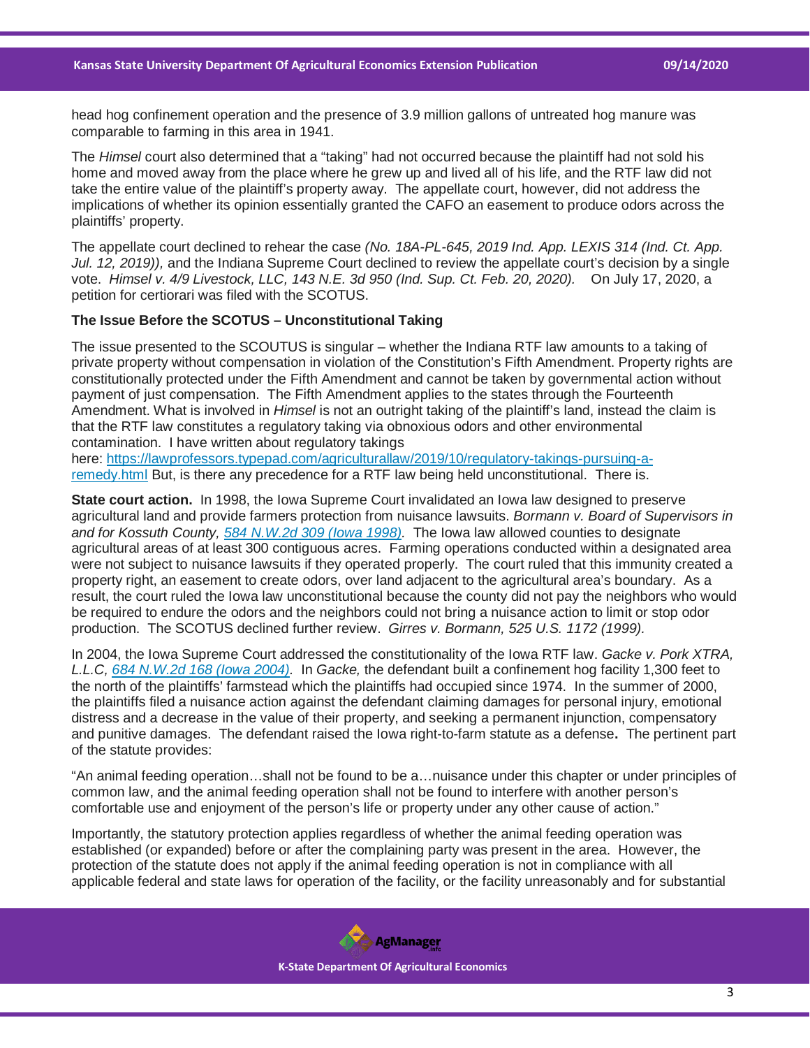head hog confinement operation and the presence of 3.9 million gallons of untreated hog manure was comparable to farming in this area in 1941.

The *Himsel* court also determined that a "taking" had not occurred because the plaintiff had not sold his home and moved away from the place where he grew up and lived all of his life, and the RTF law did not take the entire value of the plaintiff's property away. The appellate court, however, did not address the implications of whether its opinion essentially granted the CAFO an easement to produce odors across the plaintiffs' property.

The appellate court declined to rehear the case *(No. 18A-PL-645, 2019 Ind. App. LEXIS 314 (Ind. Ct. App. Jul. 12, 2019)),* and the Indiana Supreme Court declined to review the appellate court's decision by a single vote. *Himsel v. 4/9 Livestock, LLC, 143 N.E. 3d 950 (Ind. Sup. Ct. Feb. 20, 2020).* On July 17, 2020, a petition for certiorari was filed with the SCOTUS.

**The Issue Before the SCOTUS – Unconstitutional Taking**

The issue presented to the SCOUTUS is singular – whether the Indiana RTF law amounts to a taking of private property without compensation in violation of the Constitution's Fifth Amendment. Property rights are constitutionally protected under the Fifth Amendment and cannot be taken by governmental action without payment of just compensation. The Fifth Amendment applies to the states through the Fourteenth Amendment. What is involved in *Himsel* is not an outright taking of the plaintiff's land, instead the claim is that the RTF law constitutes a regulatory taking via obnoxious odors and other environmental contamination. I have written about regulatory takings here: [https://lawprofessors.typepad.com/agriculturallaw/2019/10/regulatory-takings-pursuing-a-remedy.html](https://lawprofessors.typepad.com/agriculturallaw/2019/10/regulatory-takings-pursuing-a-remedy.html) But, is there any precedence for a RTF law being held unconstitutional. There is.

**State court action.** In 1998, the Iowa Supreme Court invalidated an Iowa law designed to preserve agricultural land and provide farmers protection from nuisance lawsuits. *Bormann v. Board of Supervisors in and for Kossuth County, [584 N.W.2d 309 (Iowa 1998)](584 N.W.2d 309 (Iowa 1998)).* The Iowa law allowed counties to designate agricultural areas of at least 300 contiguous acres. Farming operations conducted within a designated area were not subject to nuisance lawsuits if they operated properly. The court ruled that this immunity created a property right, an easement to create odors, over land adjacent to the agricultural area's boundary. As a result, the court ruled the Iowa law unconstitutional because the county did not pay the neighbors who would be required to endure the odors and the neighbors could not bring a nuisance action to limit or stop odor production. The SCOTUS declined further review. *Girres v. Bormann, 525 U.S. 1172 (1999).*

In 2004, the Iowa Supreme Court addressed the constitutionality of the Iowa RTF law. *Gacke v. Pork XTRA, L.L.C, [684 N.W.2d 168 (Iowa 2004)](684 N.W.2d 168 (Iowa 2004)).* In *Gacke,* the defendant built a confinement hog facility 1,300 feet to the north of the plaintiffs' farmstead which the plaintiffs had occupied since 1974. In the summer of 2000, the plaintiffs filed a nuisance action against the defendant claiming damages for personal injury, emotional distress and a decrease in the value of their property, and seeking a permanent injunction, compensatory and punitive damages. The defendant raised the Iowa right-to-farm statute as a defense**.** The pertinent part of the statute provides:

"An animal feeding operation…shall not be found to be a…nuisance under this chapter or under principles of common law, and the animal feeding operation shall not be found to interfere with another person's comfortable use and enjoyment of the person's life or property under any other cause of action."

Importantly, the statutory protection applies regardless of whether the animal feeding operation was established (or expanded) before or after the complaining party was present in the area. However, the protection of the statute does not apply if the animal feeding operation is not in compliance with all applicable federal and state laws for operation of the facility, or the facility unreasonably and for substantial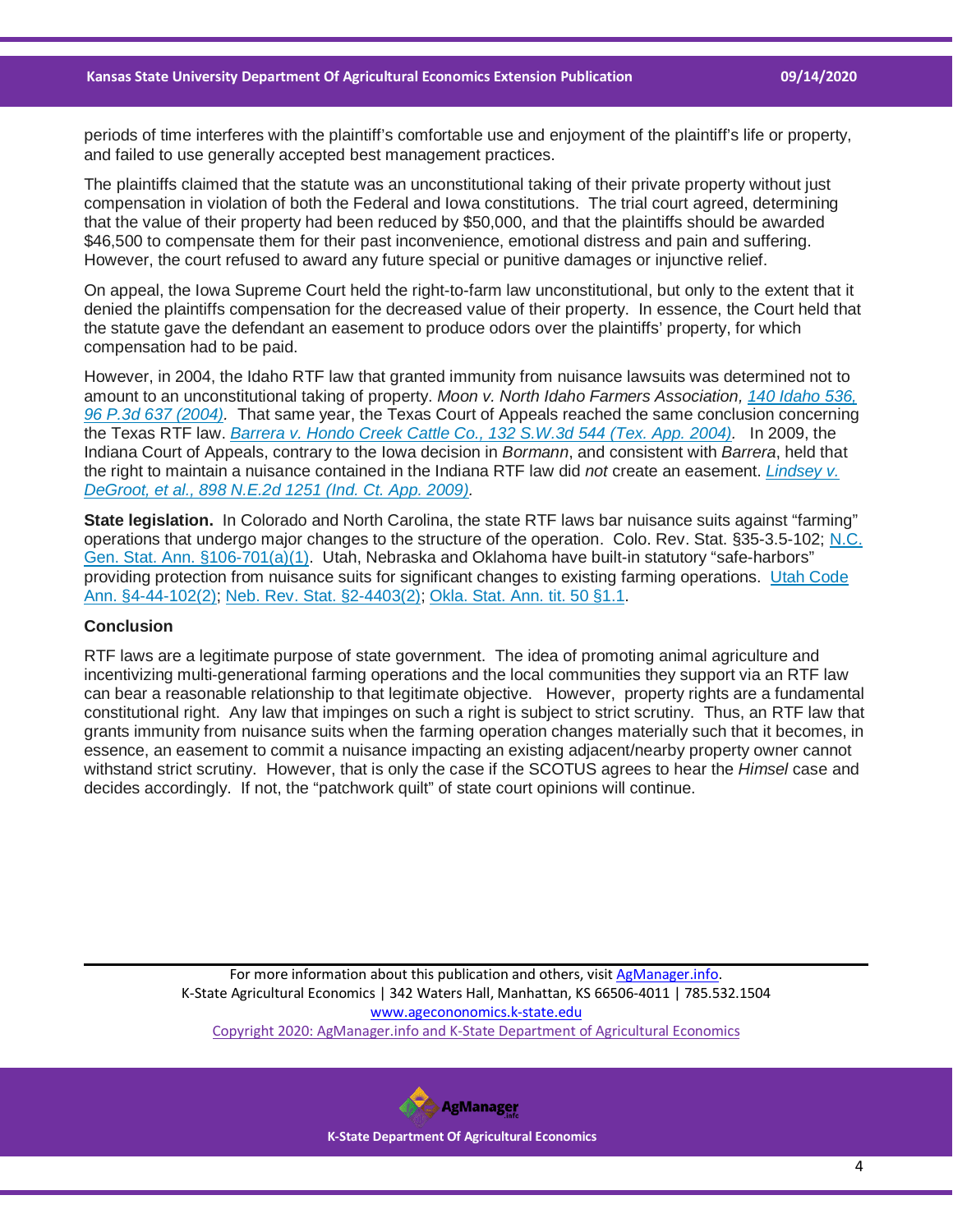periods of time interferes with the plaintiff's comfortable use and enjoyment of the plaintiff's life or property, and failed to use generally accepted best management practices.

The plaintiffs claimed that the statute was an unconstitutional taking of their private property without just compensation in violation of both the Federal and Iowa constitutions. The trial court agreed, determining that the value of their property had been reduced by $50,000, and that the plaintiffs should be awarded $46,500 to compensate them for their past inconvenience, emotional distress and pain and suffering. However, the court refused to award any future special or punitive damages or injunctive relief.

On appeal, the Iowa Supreme Court held the right-to-farm law unconstitutional, but only to the extent that it denied the plaintiffs compensation for the decreased value of their property. In essence, the Court held that the statute gave the defendant an easement to produce odors over the plaintiffs' property, for which compensation had to be paid.

However, in 2004, the Idaho RTF law that granted immunity from nuisance lawsuits was determined not to amount to an unconstitutional taking of property. *Moon v. North Idaho Farmers Association, 140 Idaho 536, 96 P.3d 637 (2004).* That same year, the Texas Court of Appeals reached the same conclusion concerning the Texas RTF law. *Barrera v. Hondo Creek Cattle Co., 132 S.W.3d 544 (Tex. App. 2004).* In 2009, the Indiana Court of Appeals, contrary to the Iowa decision in *Bormann*, and consistent with *Barrera*, held that the right to maintain a nuisance contained in the Indiana RTF law did *not* create an easement. *Lindsey v. DeGroot, et al., 898 N.E.2d 1251 (Ind. Ct. App. 2009).*

**State legislation.** In Colorado and North Carolina, the state RTF laws bar nuisance suits against "farming" operations that undergo major changes to the structure of the operation. Colo. Rev. Stat. §35-3.5-102; N.C. Gen. Stat. Ann. §106-701(a)(1). Utah, Nebraska and Oklahoma have built-in statutory "safe-harbors" providing protection from nuisance suits for significant changes to existing farming operations. Utah Code Ann. §4-44-102(2); Neb. Rev. Stat. §2-4403(2); Okla. Stat. Ann. tit. 50 §1.1.

## Conclusion

RTF laws are a legitimate purpose of state government. The idea of promoting animal agriculture and incentivizing multi-generational farming operations and the local communities they support via an RTF law can bear a reasonable relationship to that legitimate objective. However, property rights are a fundamental constitutional right. Any law that impinges on such a right is subject to strict scrutiny. Thus, an RTF law that grants immunity from nuisance suits when the farming operation changes materially such that it becomes, in essence, an easement to commit a nuisance impacting an existing adjacent/nearby property owner cannot withstand strict scrutiny. However, that is only the case if the SCOTUS agrees to hear the *Himsel* case and decides accordingly. If not, the "patchwork quilt" of state court opinions will continue.

For more information about this publication and others, visit AgManager.info.
K-State Agricultural Economics | 342 Waters Hall, Manhattan, KS 66506-4011 | 785.532.1504
www.agecononomics.k-state.edu
Copyright 2020: AgManager.info and K-State Department of Agricultural Economics